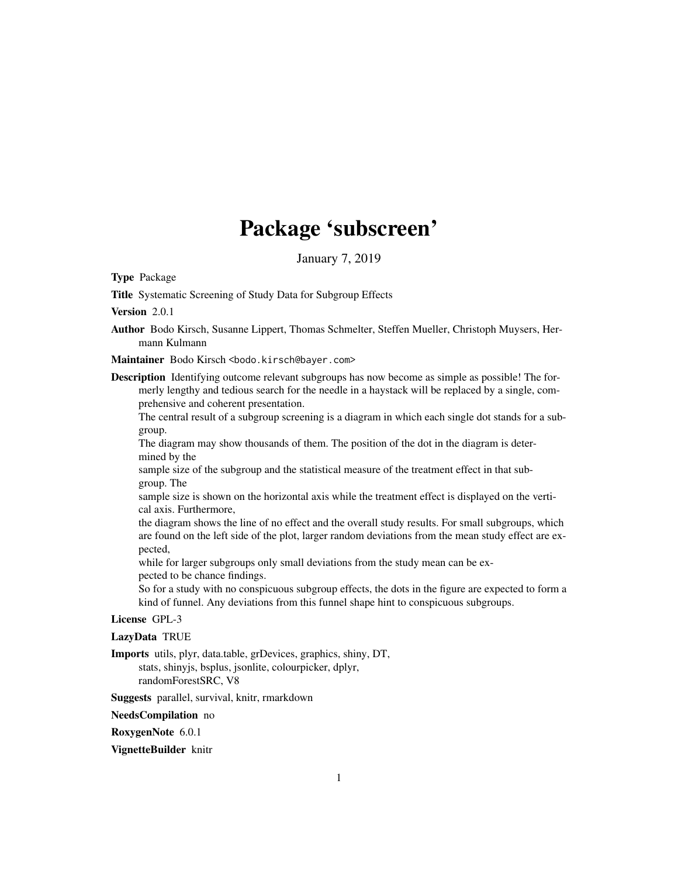# Package 'subscreen'

January 7, 2019

**Type** Package

**Title** Systematic Screening of Study Data for Subgroup Effects

**Version** 2.0.1

**Author** Bodo Kirsch, Susanne Lippert, Thomas Schmelter, Steffen Mueller, Christoph Muysers, Hermann Kulmann

**Maintainer** Bodo Kirsch <bodo.kirsch@bayer.com>

**Description** Identifying outcome relevant subgroups has now become as simple as possible! The formerly lengthy and tedious search for the needle in a haystack will be replaced by a single, comprehensive and coherent presentation.
The central result of a subgroup screening is a diagram in which each single dot stands for a subgroup.
The diagram may show thousands of them. The position of the dot in the diagram is determined by the
sample size of the subgroup and the statistical measure of the treatment effect in that subgroup. The
sample size is shown on the horizontal axis while the treatment effect is displayed on the vertical axis. Furthermore,
the diagram shows the line of no effect and the overall study results. For small subgroups, which are found on the left side of the plot, larger random deviations from the mean study effect are expected,
while for larger subgroups only small deviations from the study mean can be expected to be chance findings.
So for a study with no conspicuous subgroup effects, the dots in the figure are expected to form a kind of funnel. Any deviations from this funnel shape hint to conspicuous subgroups.

**License** GPL-3

**LazyData** TRUE

**Imports** utils, plyr, data.table, grDevices, graphics, shiny, DT, stats, shinyjs, bsplus, jsonlite, colourpicker, dplyr, randomForestSRC, V8

**Suggests** parallel, survival, knitr, rmarkdown

**NeedsCompilation** no

**RoxygenNote** 6.0.1

**VignetteBuilder** knitr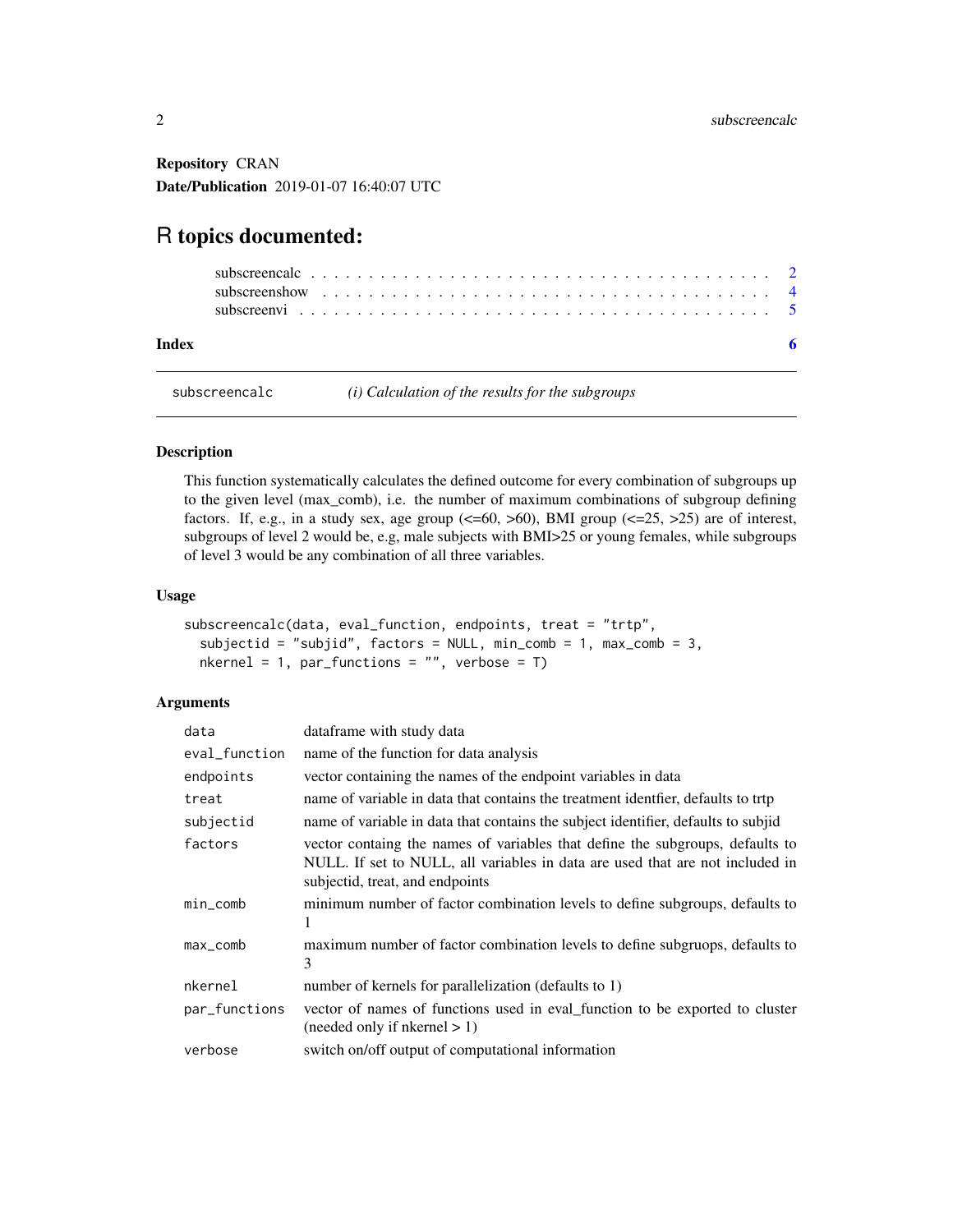**Repository** CRAN

**Date/Publication** 2019-01-07 16:40:07 UTC

# R topics documented:

- subscreencalc . . . . . . . . . . . . . . . . . . . . . . . . . . . . . . . . . . . . . . . 2
- subscreenshow . . . . . . . . . . . . . . . . . . . . . . . . . . . . . . . . . . . . . . . 4
- subscreenvi . . . . . . . . . . . . . . . . . . . . . . . . . . . . . . . . . . . . . . . . 5

**Index** 6

---

`subscreencalc` *(i) Calculation of the results for the subgroups*

---

## Description

This function systematically calculates the defined outcome for every combination of subgroups up to the given level (max_comb), i.e. the number of maximum combinations of subgroup defining factors. If, e.g., in a study sex, age group (<=60, >60), BMI group (<=25, >25) are of interest, subgroups of level 2 would be, e.g, male subjects with BMI>25 or young females, while subgroups of level 3 would be any combination of all three variables.

## Usage

```
subscreencalc(data, eval_function, endpoints, treat = "trtp",
  subjectid = "subjid", factors = NULL, min_comb = 1, max_comb = 3,
  nkernel = 1, par_functions = "", verbose = T)
```

## Arguments

| | |
|---|---|
| `data` | dataframe with study data |
| `eval_function` | name of the function for data analysis |
| `endpoints` | vector containing the names of the endpoint variables in data |
| `treat` | name of variable in data that contains the treatment identfier, defaults to trtp |
| `subjectid` | name of variable in data that contains the subject identifier, defaults to subjid |
| `factors` | vector containg the names of variables that define the subgroups, defaults to NULL. If set to NULL, all variables in data are used that are not included in subjectid, treat, and endpoints |
| `min_comb` | minimum number of factor combination levels to define subgroups, defaults to 1 |
| `max_comb` | maximum number of factor combination levels to define subgruops, defaults to 3 |
| `nkernel` | number of kernels for parallelization (defaults to 1) |
| `par_functions` | vector of names of functions used in eval_function to be exported to cluster (needed only if nkernel > 1) |
| `verbose` | switch on/off output of computational information |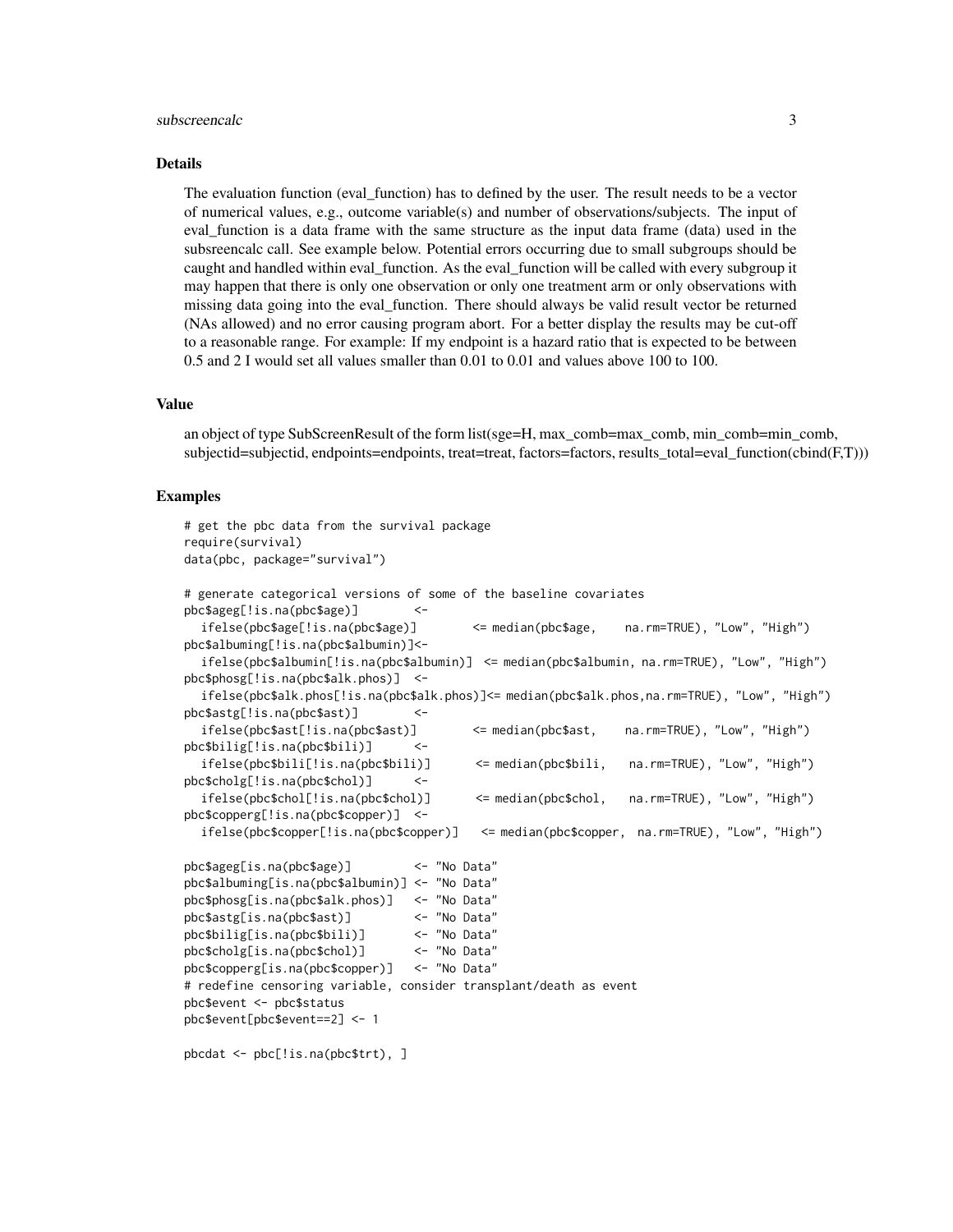### Details

The evaluation function (eval_function) has to defined by the user. The result needs to be a vector of numerical values, e.g., outcome variable(s) and number of observations/subjects. The input of eval_function is a data frame with the same structure as the input data frame (data) used in the subsreencalc call. See example below. Potential errors occurring due to small subgroups should be caught and handled within eval_function. As the eval_function will be called with every subgroup it may happen that there is only one observation or only one treatment arm or only observations with missing data going into the eval_function. There should always be valid result vector be returned (NAs allowed) and no error causing program abort. For a better display the results may be cut-off to a reasonable range. For example: If my endpoint is a hazard ratio that is expected to be between 0.5 and 2 I would set all values smaller than 0.01 to 0.01 and values above 100 to 100.

### Value

an object of type SubScreenResult of the form list(sge=H, max_comb=max_comb, min_comb=min_comb, subjectid=subjectid, endpoints=endpoints, treat=treat, factors=factors, results_total=eval_function(cbind(F,T)))

### Examples

```
# get the pbc data from the survival package
require(survival)
data(pbc, package="survival")

# generate categorical versions of some of the baseline covariates
pbc$ageg[!is.na(pbc$age)]        <-
  ifelse(pbc$age[!is.na(pbc$age)]        <= median(pbc$age,    na.rm=TRUE), "Low", "High")
pbc$albuming[!is.na(pbc$albumin)]<-
  ifelse(pbc$albumin[!is.na(pbc$albumin)]  <= median(pbc$albumin, na.rm=TRUE), "Low", "High")
pbc$phosg[!is.na(pbc$alk.phos)]  <-
  ifelse(pbc$alk.phos[!is.na(pbc$alk.phos)]<= median(pbc$alk.phos,na.rm=TRUE), "Low", "High")
pbc$astg[!is.na(pbc$ast)]        <-
  ifelse(pbc$ast[!is.na(pbc$ast)]        <= median(pbc$ast,    na.rm=TRUE), "Low", "High")
pbc$bilig[!is.na(pbc$bili)]      <-
  ifelse(pbc$bili[!is.na(pbc$bili)]      <= median(pbc$bili,   na.rm=TRUE), "Low", "High")
pbc$cholg[!is.na(pbc$chol)]      <-
  ifelse(pbc$chol[!is.na(pbc$chol)]      <= median(pbc$chol,   na.rm=TRUE), "Low", "High")
pbc$copperg[!is.na(pbc$copper)]  <-
  ifelse(pbc$copper[!is.na(pbc$copper)]   <= median(pbc$copper,  na.rm=TRUE), "Low", "High")

pbc$ageg[is.na(pbc$age)]         <- "No Data"
pbc$albuming[is.na(pbc$albumin)] <- "No Data"
pbc$phosg[is.na(pbc$alk.phos)]   <- "No Data"
pbc$astg[is.na(pbc$ast)]         <- "No Data"
pbc$bilig[is.na(pbc$bili)]       <- "No Data"
pbc$cholg[is.na(pbc$chol)]       <- "No Data"
pbc$copperg[is.na(pbc$copper)]   <- "No Data"
# redefine censoring variable, consider transplant/death as event
pbc$event <- pbc$status
pbc$event[pbc$event==2] <- 1

pbcdat <- pbc[!is.na(pbc$trt), ]
```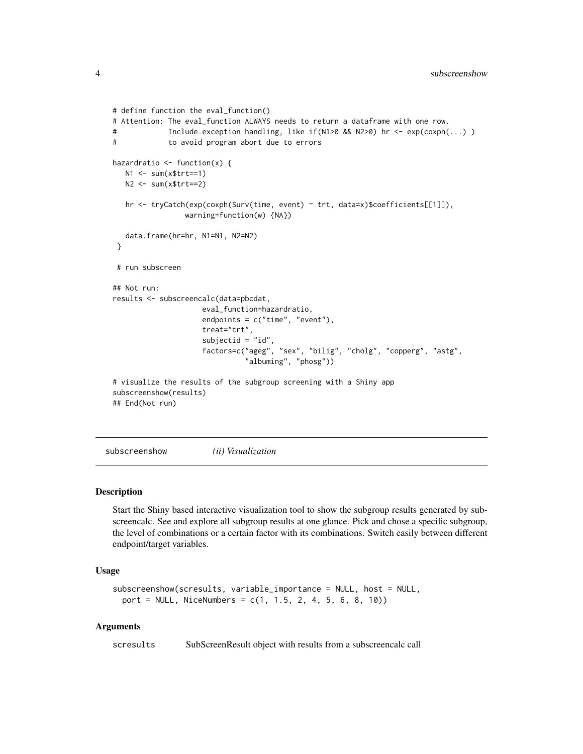```
# define function the eval_function()
# Attention: The eval_function ALWAYS needs to return a dataframe with one row.
#            Include exception handling, like if(N1>0 && N2>0) hr <- exp(coxph(...) )
#            to avoid program abort due to errors

hazardratio <- function(x) {
   N1 <- sum(x$trt==1)
   N2 <- sum(x$trt==2)

   hr <- tryCatch(exp(coxph(Surv(time, event) ~ trt, data=x)$coefficients[[1]]),
                 warning=function(w) {NA})

   data.frame(hr=hr, N1=N1, N2=N2)
 }

 # run subscreen

## Not run:
results <- subscreencalc(data=pbcdat,
                     eval_function=hazardratio,
                     endpoints = c("time", "event"),
                     treat="trt",
                     subjectid = "id",
                     factors=c("ageg", "sex", "bilig", "cholg", "copperg", "astg",
                               "albuming", "phosg"))

# visualize the results of the subgroup screening with a Shiny app
subscreenshow(results)
## End(Not run)
```

## subscreenshow *(ii) Visualization*

### Description

Start the Shiny based interactive visualization tool to show the subgroup results generated by subscreencalc. See and explore all subgroup results at one glance. Pick and chose a specific subgroup, the level of combinations or a certain factor with its combinations. Switch easily between different endpoint/target variables.

### Usage

```
subscreenshow(scresults, variable_importance = NULL, host = NULL,
  port = NULL, NiceNumbers = c(1, 1.5, 2, 4, 5, 6, 8, 10))
```

### Arguments

scresults     SubScreenResult object with results from a subscreencalc call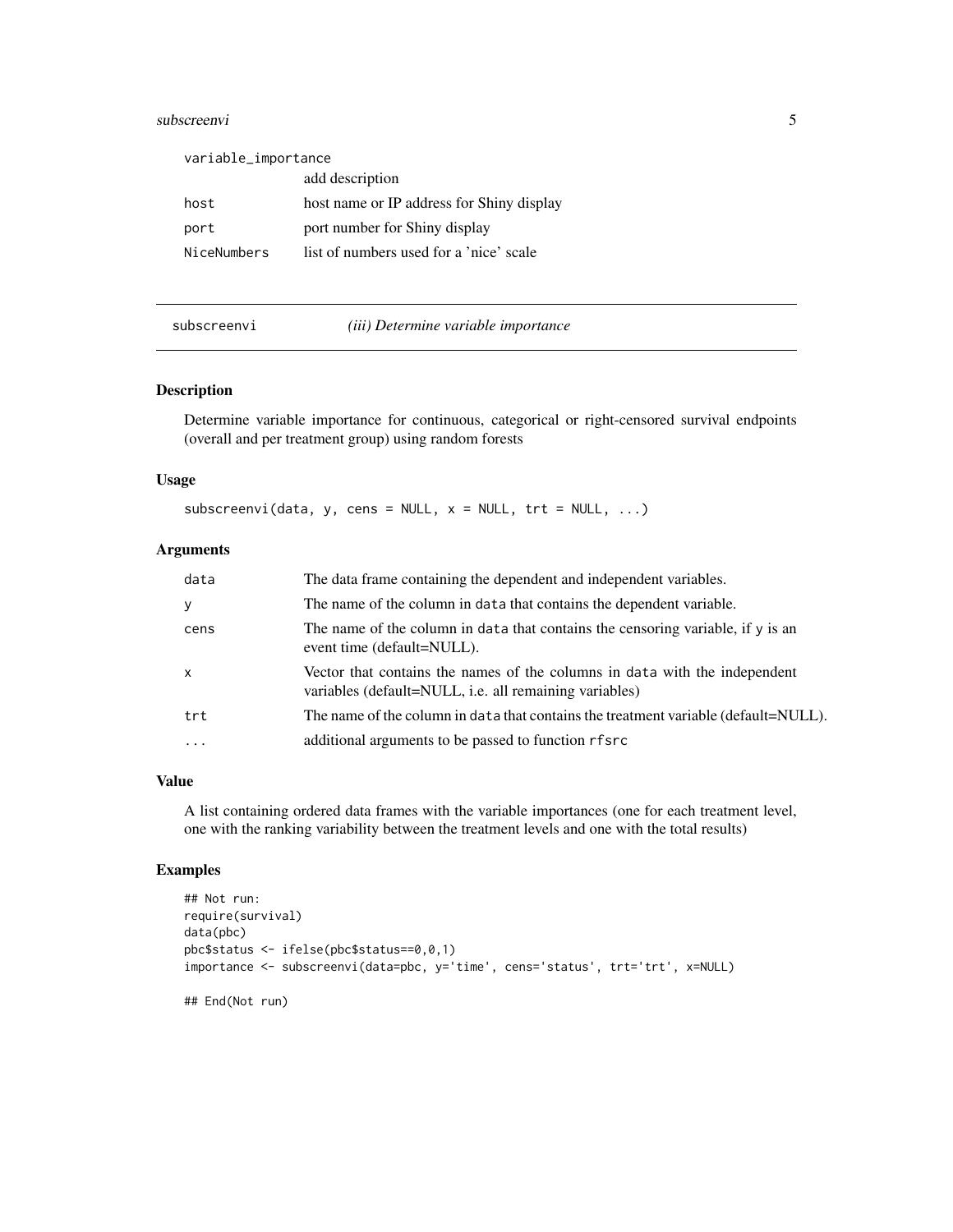| | |
|---|---|
| variable_importance | add description |
| host | host name or IP address for Shiny display |
| port | port number for Shiny display |
| NiceNumbers | list of numbers used for a 'nice' scale |

---

## subscreenvi — *(iii) Determine variable importance*

### Description

Determine variable importance for continuous, categorical or right-censored survival endpoints (overall and per treatment group) using random forests

### Usage

```
subscreenvi(data, y, cens = NULL, x = NULL, trt = NULL, ...)
```

### Arguments

| | |
|---|---|
| data | The data frame containing the dependent and independent variables. |
| y | The name of the column in data that contains the dependent variable. |
| cens | The name of the column in data that contains the censoring variable, if y is an event time (default=NULL). |
| x | Vector that contains the names of the columns in data with the independent variables (default=NULL, i.e. all remaining variables) |
| trt | The name of the column in data that contains the treatment variable (default=NULL). |
| ... | additional arguments to be passed to function rfsrc |

### Value

A list containing ordered data frames with the variable importances (one for each treatment level, one with the ranking variability between the treatment levels and one with the total results)

### Examples

```
## Not run:
require(survival)
data(pbc)
pbc$status <- ifelse(pbc$status==0,0,1)
importance <- subscreenvi(data=pbc, y='time', cens='status', trt='trt', x=NULL)

## End(Not run)
```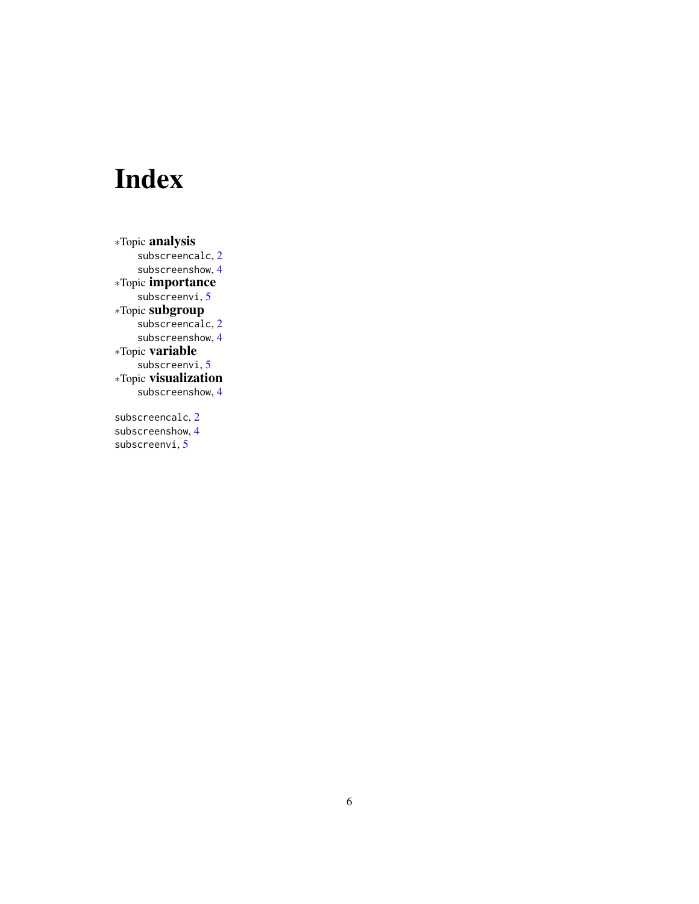# Index

∗Topic **analysis**
  subscreencalc, 2
  subscreenshow, 4
∗Topic **importance**
  subscreenvi, 5
∗Topic **subgroup**
  subscreencalc, 2
  subscreenshow, 4
∗Topic **variable**
  subscreenvi, 5
∗Topic **visualization**
  subscreenshow, 4

subscreencalc, 2
subscreenshow, 4
subscreenvi, 5